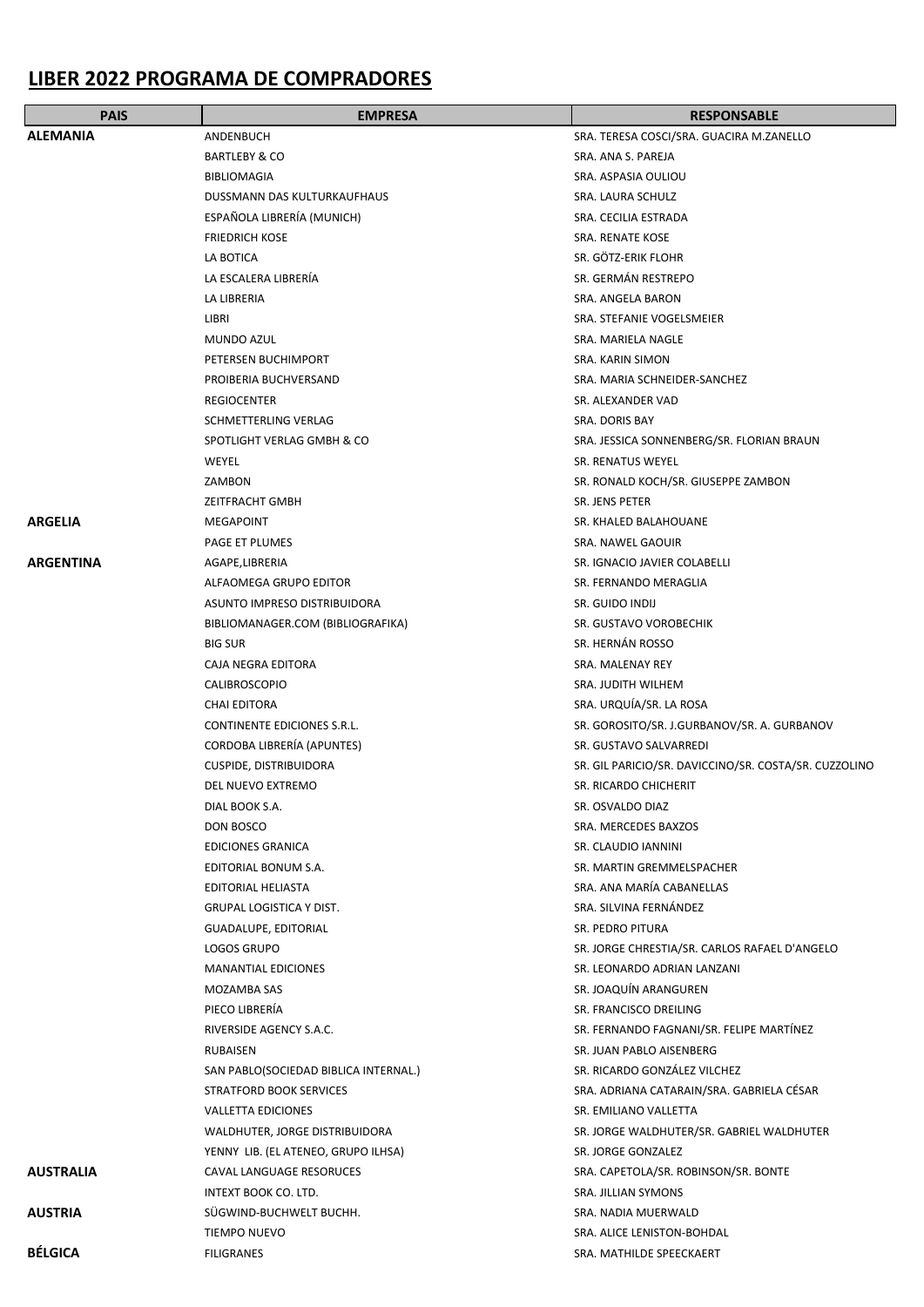# LIBER 2022 PROGRAMA DE COMPRADORES

| PAIS | EMPRESA | RESPONSABLE |
|---|---|---|
| **ALEMANIA** | ANDENBUCH | SRA. TERESA COSCI/SRA. GUACIRA M.ZANELLO |
| | BARTLEBY & CO | SRA. ANA S. PAREJA |
| | BIBLIOMAGIA | SRA. ASPASIA OULIOU |
| | DUSSMANN DAS KULTURKAUFHAUS | SRA. LAURA SCHULZ |
| | ESPAÑOLA LIBRERÍA (MUNICH) | SRA. CECILIA ESTRADA |
| | FRIEDRICH KOSE | SRA. RENATE KOSE |
| | LA BOTICA | SR. GÖTZ-ERIK FLOHR |
| | LA ESCALERA LIBRERÍA | SR. GERMÁN RESTREPO |
| | LA LIBRERIA | SRA. ANGELA BARON |
| | LIBRI | SRA. STEFANIE VOGELSMEIER |
| | MUNDO AZUL | SRA. MARIELA NAGLE |
| | PETERSEN BUCHIMPORT | SRA. KARIN SIMON |
| | PROIBERIA BUCHVERSAND | SRA. MARIA SCHNEIDER-SANCHEZ |
| | REGIOCENTER | SR. ALEXANDER VAD |
| | SCHMETTERLING VERLAG | SRA. DORIS BAY |
| | SPOTLIGHT VERLAG GMBH & CO | SRA. JESSICA SONNENBERG/SR. FLORIAN BRAUN |
| | WEYEL | SR. RENATUS WEYEL |
| | ZAMBON | SR. RONALD KOCH/SR. GIUSEPPE ZAMBON |
| | ZEITFRACHT GMBH | SR. JENS PETER |
| **ARGELIA** | MEGAPOINT | SR. KHALED BALAHOUANE |
| | PAGE ET PLUMES | SRA. NAWEL GAOUIR |
| **ARGENTINA** | AGAPE,LIBRERIA | SR. IGNACIO JAVIER COLABELLI |
| | ALFAOMEGA GRUPO EDITOR | SR. FERNANDO MERAGLIA |
| | ASUNTO IMPRESO DISTRIBUIDORA | SR. GUIDO INDIJ |
| | BIBLIOMANAGER.COM (BIBLIOGRAFIKA) | SR. GUSTAVO VOROBECHIK |
| | BIG SUR | SR. HERNÁN ROSSO |
| | CAJA NEGRA EDITORA | SRA. MALENAY REY |
| | CALIBROSCOPIO | SRA. JUDITH WILHEM |
| | CHAI EDITORA | SRA. URQUÍA/SR. LA ROSA |
| | CONTINENTE EDICIONES S.R.L. | SR. GOROSITO/SR. J.GURBANOV/SR. A. GURBANOV |
| | CORDOBA LIBRERÍA (APUNTES) | SR. GUSTAVO SALVARREDI |
| | CUSPIDE, DISTRIBUIDORA | SR. GIL PARICIO/SR. DAVICCINO/SR. COSTA/SR. CUZZOLINO |
| | DEL NUEVO EXTREMO | SR. RICARDO CHICHERIT |
| | DIAL BOOK S.A. | SR. OSVALDO DIAZ |
| | DON BOSCO | SRA. MERCEDES BAXZOS |
| | EDICIONES GRANICA | SR. CLAUDIO IANNINI |
| | EDITORIAL BONUM S.A. | SR. MARTIN GREMMELSPACHER |
| | EDITORIAL HELIASTA | SRA. ANA MARÍA CABANELLAS |
| | GRUPAL LOGISTICA Y DIST. | SRA. SILVINA FERNÁNDEZ |
| | GUADALUPE, EDITORIAL | SR. PEDRO PITURA |
| | LOGOS GRUPO | SR. JORGE CHRESTIA/SR. CARLOS RAFAEL D'ANGELO |
| | MANANTIAL EDICIONES | SR. LEONARDO ADRIAN LANZANI |
| | MOZAMBA SAS | SR. JOAQUÍN ARANGUREN |
| | PIECO LIBRERÍA | SR. FRANCISCO DREILING |
| | RIVERSIDE AGENCY S.A.C. | SR. FERNANDO FAGNANI/SR. FELIPE MARTÍNEZ |
| | RUBAISEN | SR. JUAN PABLO AISENBERG |
| | SAN PABLO(SOCIEDAD BIBLICA INTERNAL.) | SR. RICARDO GONZÁLEZ VILCHEZ |
| | STRATFORD BOOK SERVICES | SRA. ADRIANA CATARAIN/SRA. GABRIELA CÉSAR |
| | VALLETTA EDICIONES | SR. EMILIANO VALLETTA |
| | WALDHUTER, JORGE DISTRIBUIDORA | SR. JORGE WALDHUTER/SR. GABRIEL WALDHUTER |
| | YENNY LIB. (EL ATENEO, GRUPO ILHSA) | SR. JORGE GONZALEZ |
| **AUSTRALIA** | CAVAL LANGUAGE RESORUCES | SRA. CAPETOLA/SR. ROBINSON/SR. BONTE |
| | INTEXT BOOK CO. LTD. | SRA. JILLIAN SYMONS |
| **AUSTRIA** | SÜGWIND-BUCHWELT BUCHH. | SRA. NADIA MUERWALD |
| | TIEMPO NUEVO | SRA. ALICE LENISTON-BOHDAL |
| **BÉLGICA** | FILIGRANES | SRA. MATHILDE SPEECKAERT |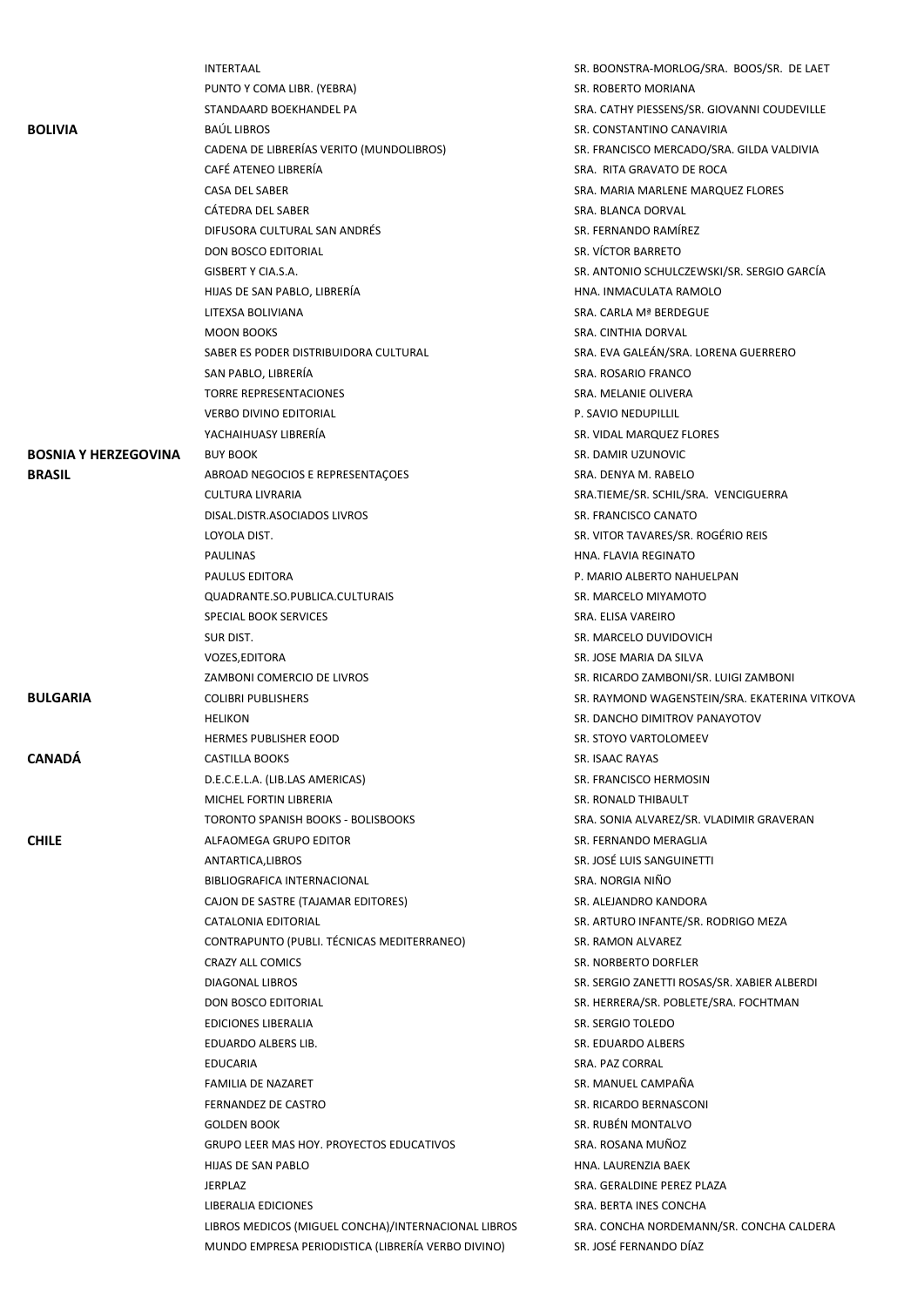| | | |
|---|---|---|
| | INTERTAAL | SR. BOONSTRA-MORLOG/SRA. BOOS/SR. DE LAET |
| | PUNTO Y COMA LIBR. (YEBRA) | SR. ROBERTO MORIANA |
| | STANDAARD BOEKHANDEL PA | SRA. CATHY PIESSENS/SR. GIOVANNI COUDEVILLE |
| **BOLIVIA** | BAÚL LIBROS | SR. CONSTANTINO CANAVIRIA |
| | CADENA DE LIBRERÍAS VERITO (MUNDOLIBROS) | SR. FRANCISCO MERCADO/SRA. GILDA VALDIVIA |
| | CAFÉ ATENEO LIBRERÍA | SRA. RITA GRAVATO DE ROCA |
| | CASA DEL SABER | SRA. MARIA MARLENE MARQUEZ FLORES |
| | CÁTEDRA DEL SABER | SRA. BLANCA DORVAL |
| | DIFUSORA CULTURAL SAN ANDRÉS | SR. FERNANDO RAMÍREZ |
| | DON BOSCO EDITORIAL | SR. VÍCTOR BARRETO |
| | GISBERT Y CIA.S.A. | SR. ANTONIO SCHULCZEWSKI/SR. SERGIO GARCÍA |
| | HIJAS DE SAN PABLO, LIBRERÍA | HNA. INMACULATA RAMOLO |
| | LITEXSA BOLIVIANA | SRA. CARLA Mª BERDEGUE |
| | MOON BOOKS | SRA. CINTHIA DORVAL |
| | SABER ES PODER DISTRIBUIDORA CULTURAL | SRA. EVA GALEÁN/SRA. LORENA GUERRERO |
| | SAN PABLO, LIBRERÍA | SRA. ROSARIO FRANCO |
| | TORRE REPRESENTACIONES | SRA. MELANIE OLIVERA |
| | VERBO DIVINO EDITORIAL | P. SAVIO NEDUPILLIL |
| | YACHAIHUASY LIBRERÍA | SR. VIDAL MARQUEZ FLORES |
| **BOSNIA Y HERZEGOVINA** | BUY BOOK | SR. DAMIR UZUNOVIC |
| **BRASIL** | ABROAD NEGOCIOS E REPRESENTAÇOES | SRA. DENYA M. RABELO |
| | CULTURA LIVRARIA | SRA.TIEME/SR. SCHIL/SRA. VENCIGUERRA |
| | DISAL.DISTR.ASOCIADOS LIVROS | SR. FRANCISCO CANATO |
| | LOYOLA DIST. | SR. VITOR TAVARES/SR. ROGÉRIO REIS |
| | PAULINAS | HNA. FLAVIA REGINATO |
| | PAULUS EDITORA | P. MARIO ALBERTO NAHUELPAN |
| | QUADRANTE.SO.PUBLICA.CULTURAIS | SR. MARCELO MIYAMOTO |
| | SPECIAL BOOK SERVICES | SRA. ELISA VAREIRO |
| | SUR DIST. | SR. MARCELO DUVIDOVICH |
| | VOZES,EDITORA | SR. JOSE MARIA DA SILVA |
| | ZAMBONI COMERCIO DE LIVROS | SR. RICARDO ZAMBONI/SR. LUIGI ZAMBONI |
| **BULGARIA** | COLIBRI PUBLISHERS | SR. RAYMOND WAGENSTEIN/SRA. EKATERINA VITKOVA |
| | HELIKON | SR. DANCHO DIMITROV PANAYOTOV |
| | HERMES PUBLISHER EOOD | SR. STOYO VARTOLOMEEV |
| **CANADÁ** | CASTILLA BOOKS | SR. ISAAC RAYAS |
| | D.E.C.E.L.A. (LIB.LAS AMERICAS) | SR. FRANCISCO HERMOSIN |
| | MICHEL FORTIN LIBRERIA | SR. RONALD THIBAULT |
| | TORONTO SPANISH BOOKS - BOLISBOOKS | SRA. SONIA ALVAREZ/SR. VLADIMIR GRAVERAN |
| **CHILE** | ALFAOMEGA GRUPO EDITOR | SR. FERNANDO MERAGLIA |
| | ANTARTICA,LIBROS | SR. JOSÉ LUIS SANGUINETTI |
| | BIBLIOGRAFICA INTERNACIONAL | SRA. NORGIA NIÑO |
| | CAJON DE SASTRE (TAJAMAR EDITORES) | SR. ALEJANDRO KANDORA |
| | CATALONIA EDITORIAL | SR. ARTURO INFANTE/SR. RODRIGO MEZA |
| | CONTRAPUNTO (PUBLI. TÉCNICAS MEDITERRANEO) | SR. RAMON ALVAREZ |
| | CRAZY ALL COMICS | SR. NORBERTO DORFLER |
| | DIAGONAL LIBROS | SR. SERGIO ZANETTI ROSAS/SR. XABIER ALBERDI |
| | DON BOSCO EDITORIAL | SR. HERRERA/SR. POBLETE/SRA. FOCHTMAN |
| | EDICIONES LIBERALIA | SR. SERGIO TOLEDO |
| | EDUARDO ALBERS LIB. | SR. EDUARDO ALBERS |
| | EDUCARIA | SRA. PAZ CORRAL |
| | FAMILIA DE NAZARET | SR. MANUEL CAMPAÑA |
| | FERNANDEZ DE CASTRO | SR. RICARDO BERNASCONI |
| | GOLDEN BOOK | SR. RUBÉN MONTALVO |
| | GRUPO LEER MAS HOY. PROYECTOS EDUCATIVOS | SRA. ROSANA MUÑOZ |
| | HIJAS DE SAN PABLO | HNA. LAURENZIA BAEK |
| | JERPLAZ | SRA. GERALDINE PEREZ PLAZA |
| | LIBERALIA EDICIONES | SRA. BERTA INES CONCHA |
| | LIBROS MEDICOS (MIGUEL CONCHA)/INTERNACIONAL LIBROS | SRA. CONCHA NORDEMANN/SR. CONCHA CALDERA |
| | MUNDO EMPRESA PERIODISTICA (LIBRERÍA VERBO DIVINO) | SR. JOSÉ FERNANDO DÍAZ |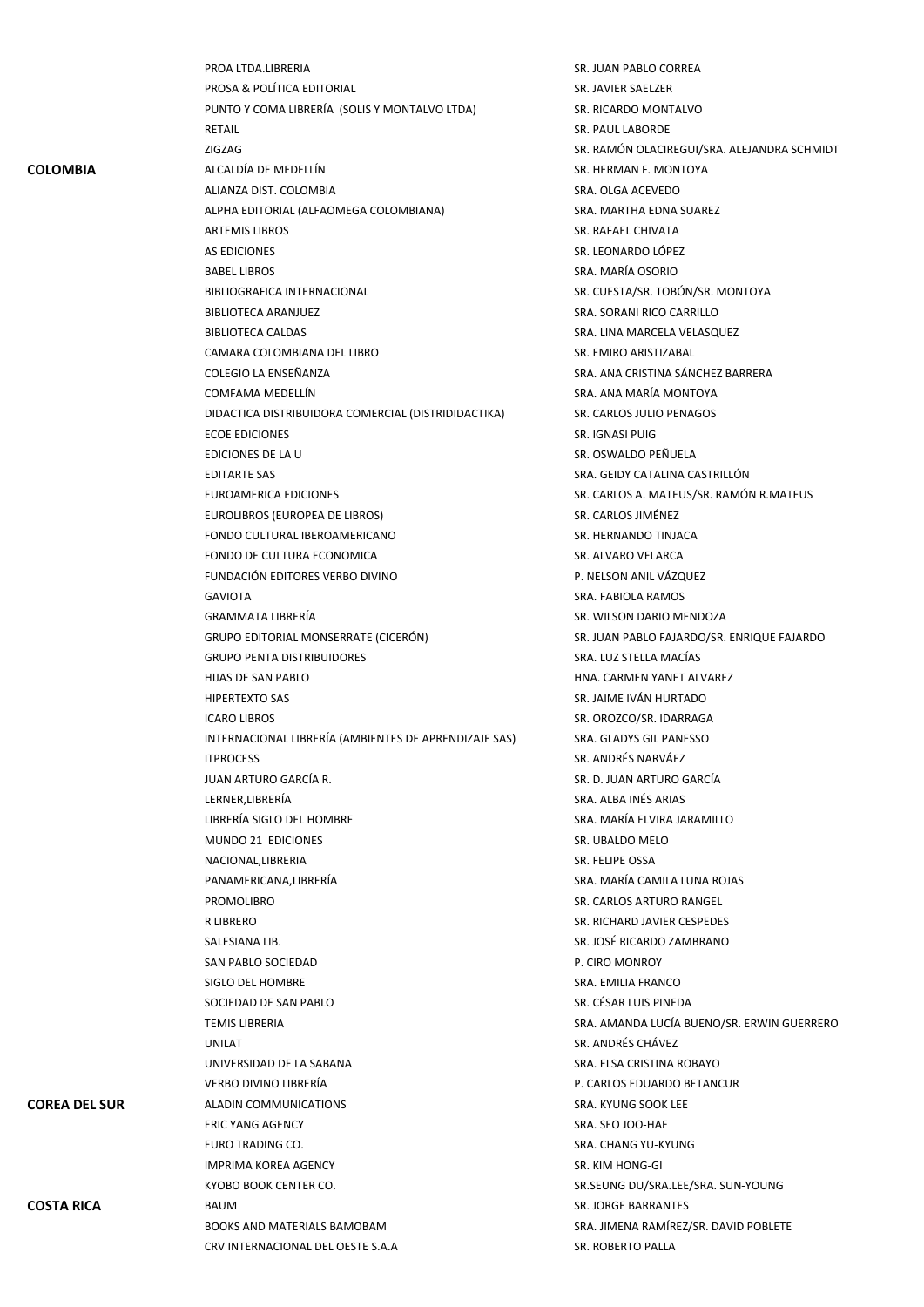| | | |
|---|---|---|
| | PROA LTDA.LIBRERIA | SR. JUAN PABLO CORREA |
| | PROSA & POLÍTICA EDITORIAL | SR. JAVIER SAELZER |
| | PUNTO Y COMA LIBRERÍA (SOLIS Y MONTALVO LTDA) | SR. RICARDO MONTALVO |
| | RETAIL | SR. PAUL LABORDE |
| | ZIGZAG | SR. RAMÓN OLACIREGUI/SRA. ALEJANDRA SCHMIDT |
| **COLOMBIA** | ALCALDÍA DE MEDELLÍN | SR. HERMAN F. MONTOYA |
| | ALIANZA DIST. COLOMBIA | SRA. OLGA ACEVEDO |
| | ALPHA EDITORIAL (ALFAOMEGA COLOMBIANA) | SRA. MARTHA EDNA SUAREZ |
| | ARTEMIS LIBROS | SR. RAFAEL CHIVATA |
| | AS EDICIONES | SR. LEONARDO LÓPEZ |
| | BABEL LIBROS | SRA. MARÍA OSORIO |
| | BIBLIOGRAFICA INTERNACIONAL | SR. CUESTA/SR. TOBÓN/SR. MONTOYA |
| | BIBLIOTECA ARANJUEZ | SRA. SORANI RICO CARRILLO |
| | BIBLIOTECA CALDAS | SRA. LINA MARCELA VELASQUEZ |
| | CAMARA COLOMBIANA DEL LIBRO | SR. EMIRO ARISTIZABAL |
| | COLEGIO LA ENSEÑANZA | SRA. ANA CRISTINA SÁNCHEZ BARRERA |
| | COMFAMA MEDELLÍN | SRA. ANA MARÍA MONTOYA |
| | DIDACTICA DISTRIBUIDORA COMERCIAL (DISTRIDIDACTIKA) | SR. CARLOS JULIO PENAGOS |
| | ECOE EDICIONES | SR. IGNASI PUIG |
| | EDICIONES DE LA U | SR. OSWALDO PEÑUELA |
| | EDITARTE SAS | SRA. GEIDY CATALINA CASTRILLÓN |
| | EUROAMERICA EDICIONES | SR. CARLOS A. MATEUS/SR. RAMÓN R.MATEUS |
| | EUROLIBROS (EUROPEA DE LIBROS) | SR. CARLOS JIMÉNEZ |
| | FONDO CULTURAL IBEROAMERICANO | SR. HERNANDO TINJACA |
| | FONDO DE CULTURA ECONOMICA | SR. ALVARO VELARCA |
| | FUNDACIÓN EDITORES VERBO DIVINO | P. NELSON ANIL VÁZQUEZ |
| | GAVIOTA | SRA. FABIOLA RAMOS |
| | GRAMMATA LIBRERÍA | SR. WILSON DARIO MENDOZA |
| | GRUPO EDITORIAL MONSERRATE (CICERÓN) | SR. JUAN PABLO FAJARDO/SR. ENRIQUE FAJARDO |
| | GRUPO PENTA DISTRIBUIDORES | SRA. LUZ STELLA MACÍAS |
| | HIJAS DE SAN PABLO | HNA. CARMEN YANET ALVAREZ |
| | HIPERTEXTO SAS | SR. JAIME IVÁN HURTADO |
| | ICARO LIBROS | SR. OROZCO/SR. IDARRAGA |
| | INTERNACIONAL LIBRERÍA (AMBIENTES DE APRENDIZAJE SAS) | SRA. GLADYS GIL PANESSO |
| | ITPROCESS | SR. ANDRÉS NARVÁEZ |
| | JUAN ARTURO GARCÍA R. | SR. D. JUAN ARTURO GARCÍA |
| | LERNER,LIBRERÍA | SRA. ALBA INÉS ARIAS |
| | LIBRERÍA SIGLO DEL HOMBRE | SRA. MARÍA ELVIRA JARAMILLO |
| | MUNDO 21 EDICIONES | SR. UBALDO MELO |
| | NACIONAL,LIBRERIA | SR. FELIPE OSSA |
| | PANAMERICANA,LIBRERÍA | SRA. MARÍA CAMILA LUNA ROJAS |
| | PROMOLIBRO | SR. CARLOS ARTURO RANGEL |
| | R LIBRERO | SR. RICHARD JAVIER CESPEDES |
| | SALESIANA LIB. | SR. JOSÉ RICARDO ZAMBRANO |
| | SAN PABLO SOCIEDAD | P. CIRO MONROY |
| | SIGLO DEL HOMBRE | SRA. EMILIA FRANCO |
| | SOCIEDAD DE SAN PABLO | SR. CÉSAR LUIS PINEDA |
| | TEMIS LIBRERIA | SRA. AMANDA LUCÍA BUENO/SR. ERWIN GUERRERO |
| | UNILAT | SR. ANDRÉS CHÁVEZ |
| | UNIVERSIDAD DE LA SABANA | SRA. ELSA CRISTINA ROBAYO |
| | VERBO DIVINO LIBRERÍA | P. CARLOS EDUARDO BETANCUR |
| **COREA DEL SUR** | ALADIN COMMUNICATIONS | SRA. KYUNG SOOK LEE |
| | ERIC YANG AGENCY | SRA. SEO JOO-HAE |
| | EURO TRADING CO. | SRA. CHANG YU-KYUNG |
| | IMPRIMA KOREA AGENCY | SR. KIM HONG-GI |
| | KYOBO BOOK CENTER CO. | SR.SEUNG DU/SRA.LEE/SRA. SUN-YOUNG |
| **COSTA RICA** | BAUM | SR. JORGE BARRANTES |
| | BOOKS AND MATERIALS BAMOBAM | SRA. JIMENA RAMÍREZ/SR. DAVID POBLETE |
| | CRV INTERNACIONAL DEL OESTE S.A.A | SR. ROBERTO PALLA |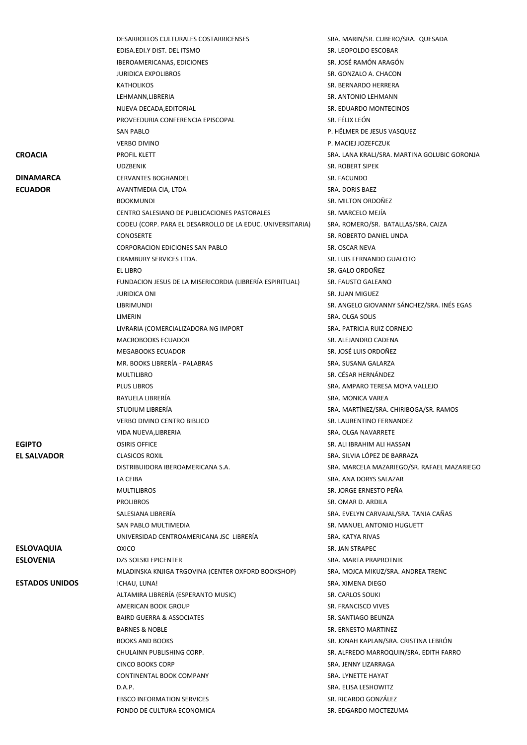| | | |
|---|---|---|
| | DESARROLLOS CULTURALES COSTARRICENSES | SRA. MARIN/SR. CUBERO/SRA. QUESADA |
| | EDISA.EDI.Y DIST. DEL ITSMO | SR. LEOPOLDO ESCOBAR |
| | IBEROAMERICANAS, EDICIONES | SR. JOSÉ RAMÓN ARAGÓN |
| | JURIDICA EXPOLIBROS | SR. GONZALO A. CHACON |
| | KATHOLIKOS | SR. BERNARDO HERRERA |
| | LEHMANN,LIBRERIA | SR. ANTONIO LEHMANN |
| | NUEVA DECADA,EDITORIAL | SR. EDUARDO MONTECINOS |
| | PROVEEDURIA CONFERENCIA EPISCOPAL | SR. FÉLIX LEÓN |
| | SAN PABLO | P. HËLMER DE JESUS VASQUEZ |
| | VERBO DIVINO | P. MACIEJ JOZEFCZUK |
| **CROACIA** | PROFIL KLETT | SRA. LANA KRALJ/SRA. MARTINA GOLUBIC GORONJA |
| | UDZBENIK | SR. ROBERT SIPEK |
| **DINAMARCA** | CERVANTES BOGHANDEL | SR. FACUNDO |
| **ECUADOR** | AVANTMEDIA CIA, LTDA | SRA. DORIS BAEZ |
| | BOOKMUNDI | SR. MILTON ORDOÑEZ |
| | CENTRO SALESIANO DE PUBLICACIONES PASTORALES | SR. MARCELO MEJÍA |
| | CODEU (CORP. PARA EL DESARROLLO DE LA EDUC. UNIVERSITARIA) | SRA. ROMERO/SR. BATALLAS/SRA. CAIZA |
| | CONOSERTE | SR. ROBERTO DANIEL UNDA |
| | CORPORACION EDICIONES SAN PABLO | SR. OSCAR NEVA |
| | CRAMBURY SERVICES LTDA. | SR. LUIS FERNANDO GUALOTO |
| | EL LIBRO | SR. GALO ORDOÑEZ |
| | FUNDACION JESUS DE LA MISERICORDIA (LIBRERÍA ESPIRITUAL) | SR. FAUSTO GALEANO |
| | JURIDICA ONI | SR. JUAN MIGUEZ |
| | LIBRIMUNDI | SR. ANGELO GIOVANNY SÁNCHEZ/SRA. INÉS EGAS |
| | LIMERIN | SRA. OLGA SOLIS |
| | LIVRARIA (COMERCIALIZADORA NG IMPORT | SRA. PATRICIA RUIZ CORNEJO |
| | MACROBOOKS ECUADOR | SR. ALEJANDRO CADENA |
| | MEGABOOKS ECUADOR | SR. JOSÉ LUIS ORDOÑEZ |
| | MR. BOOKS LIBRERÍA - PALABRAS | SRA. SUSANA GALARZA |
| | MULTILIBRO | SR. CÉSAR HERNÁNDEZ |
| | PLUS LIBROS | SRA. AMPARO TERESA MOYA VALLEJO |
| | RAYUELA LIBRERÍA | SRA. MONICA VAREA |
| | STUDIUM LIBRERÍA | SRA. MARTÍNEZ/SRA. CHIRIBOGA/SR. RAMOS |
| | VERBO DIVINO CENTRO BIBLICO | SR. LAURENTINO FERNANDEZ |
| | VIDA NUEVA,LIBRERIA | SRA. OLGA NAVARRETE |
| **EGIPTO** | OSIRIS OFFICE | SR. ALI IBRAHIM ALI HASSAN |
| **EL SALVADOR** | CLASICOS ROXIL | SRA. SILVIA LÓPEZ DE BARRAZA |
| | DISTRIBUIDORA IBEROAMERICANA S.A. | SRA. MARCELA MAZARIEGO/SR. RAFAEL MAZARIEGO |
| | LA CEIBA | SRA. ANA DORYS SALAZAR |
| | MULTILIBROS | SR. JORGE ERNESTO PEÑA |
| | PROLIBROS | SR. OMAR D. ARDILA |
| | SALESIANA LIBRERÍA | SRA. EVELYN CARVAJAL/SRA. TANIA CAÑAS |
| | SAN PABLO MULTIMEDIA | SR. MANUEL ANTONIO HUGUETT |
| | UNIVERSIDAD CENTROAMERICANA JSC LIBRERÍA | SRA. KATYA RIVAS |
| **ESLOVAQUIA** | OXICO | SR. JAN STRAPEC |
| **ESLOVENIA** | DZS SOLSKI EPICENTER | SRA. MARTA PRAPROTNIK |
| | MLADINSKA KNJIGA TRGOVINA (CENTER OXFORD BOOKSHOP) | SRA. MOJCA MIKUZ/SRA. ANDREA TRENC |
| **ESTADOS UNIDOS** | !CHAU, LUNA! | SRA. XIMENA DIEGO |
| | ALTAMIRA LIBRERÍA (ESPERANTO MUSIC) | SR. CARLOS SOUKI |
| | AMERICAN BOOK GROUP | SR. FRANCISCO VIVES |
| | BAIRD GUERRA & ASSOCIATES | SR. SANTIAGO BEUNZA |
| | BARNES & NOBLE | SR. ERNESTO MARTINEZ |
| | BOOKS AND BOOKS | SR. JONAH KAPLAN/SRA. CRISTINA LEBRÓN |
| | CHULAINN PUBLISHING CORP. | SR. ALFREDO MARROQUIN/SRA. EDITH FARRO |
| | CINCO BOOKS CORP | SRA. JENNY LIZARRAGA |
| | CONTINENTAL BOOK COMPANY | SRA. LYNETTE HAYAT |
| | D.A.P. | SRA. ELISA LESHOWITZ |
| | EBSCO INFORMATION SERVICES | SR. RICARDO GONZÁLEZ |
| | FONDO DE CULTURA ECONOMICA | SR. EDGARDO MOCTEZUMA |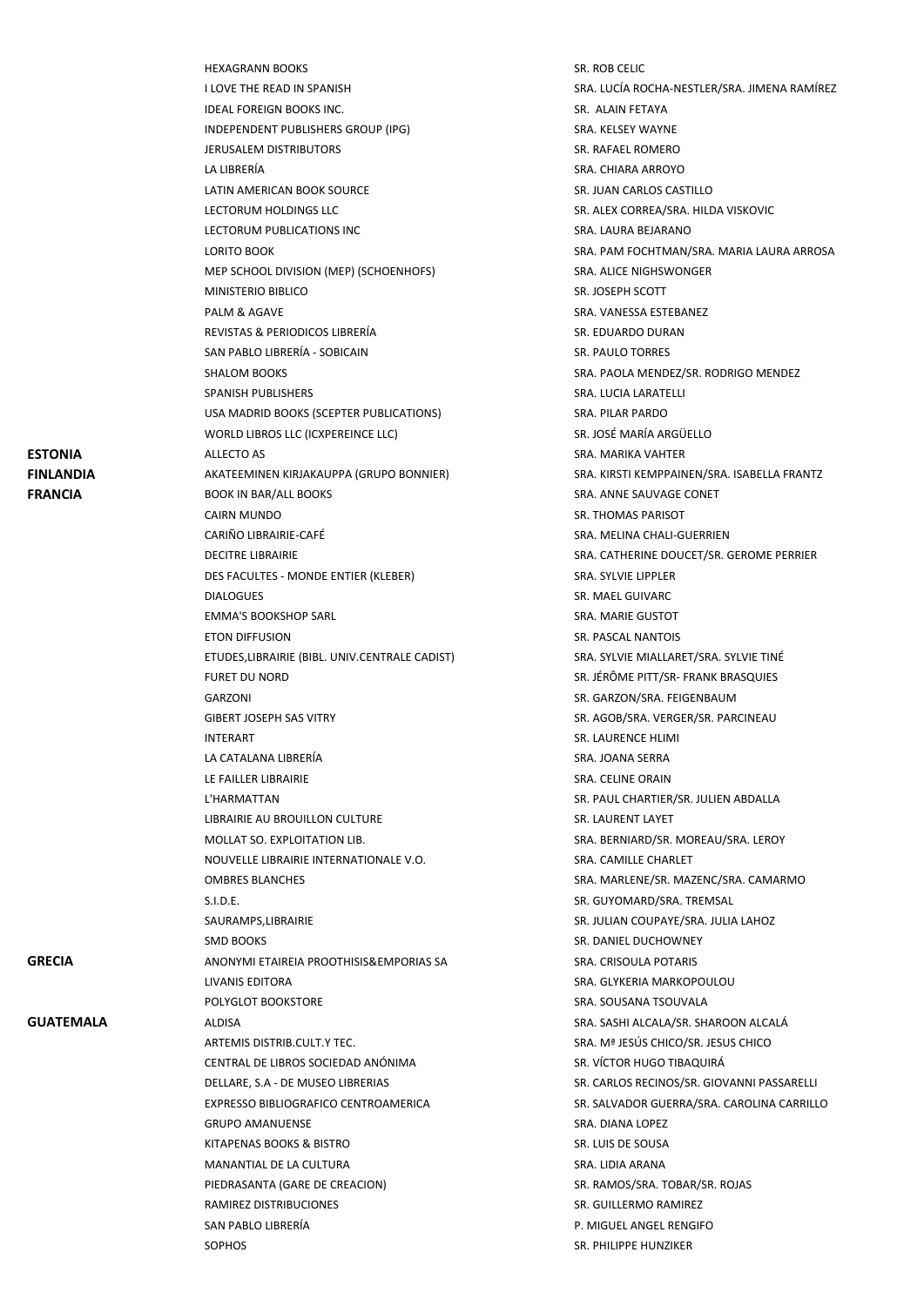| | | |
|---|---|---|
| | HEXAGRANN BOOKS | SR. ROB CELIC |
| | I LOVE THE READ IN SPANISH | SRA. LUCÍA ROCHA-NESTLER/SRA. JIMENA RAMÍREZ |
| | IDEAL FOREIGN BOOKS INC. | SR. ALAIN FETAYA |
| | INDEPENDENT PUBLISHERS GROUP (IPG) | SRA. KELSEY WAYNE |
| | JERUSALEM DISTRIBUTORS | SR. RAFAEL ROMERO |
| | LA LIBRERÍA | SRA. CHIARA ARROYO |
| | LATIN AMERICAN BOOK SOURCE | SR. JUAN CARLOS CASTILLO |
| | LECTORUM HOLDINGS LLC | SR. ALEX CORREA/SRA. HILDA VISKOVIC |
| | LECTORUM PUBLICATIONS INC | SRA. LAURA BEJARANO |
| | LORITO BOOK | SRA. PAM FOCHTMAN/SRA. MARIA LAURA ARROSA |
| | MEP SCHOOL DIVISION (MEP) (SCHOENHOFS) | SRA. ALICE NIGHSWONGER |
| | MINISTERIO BIBLICO | SR. JOSEPH SCOTT |
| | PALM & AGAVE | SRA. VANESSA ESTEBANEZ |
| | REVISTAS & PERIODICOS LIBRERÍA | SR. EDUARDO DURAN |
| | SAN PABLO LIBRERÍA - SOBICAIN | SR. PAULO TORRES |
| | SHALOM BOOKS | SRA. PAOLA MENDEZ/SR. RODRIGO MENDEZ |
| | SPANISH PUBLISHERS | SRA. LUCIA LARATELLI |
| | USA MADRID BOOKS (SCEPTER PUBLICATIONS) | SRA. PILAR PARDO |
| | WORLD LIBROS LLC (ICXPEREINCE LLC) | SR. JOSÉ MARÍA ARGÜELLO |
| **ESTONIA** | ALLECTO AS | SRA. MARIKA VAHTER |
| **FINLANDIA** | AKATEEMINEN KIRJAKAUPPA (GRUPO BONNIER) | SRA. KIRSTI KEMPPAINEN/SRA. ISABELLA FRANTZ |
| **FRANCIA** | BOOK IN BAR/ALL BOOKS | SRA. ANNE SAUVAGE CONET |
| | CAIRN MUNDO | SR. THOMAS PARISOT |
| | CARIÑO LIBRAIRIE-CAFÉ | SRA. MELINA CHALI-GUERRIEN |
| | DECITRE LIBRAIRIE | SRA. CATHERINE DOUCET/SR. GEROME PERRIER |
| | DES FACULTES - MONDE ENTIER (KLEBER) | SRA. SYLVIE LIPPLER |
| | DIALOGUES | SR. MAEL GUIVARC |
| | EMMA'S BOOKSHOP SARL | SRA. MARIE GUSTOT |
| | ETON DIFFUSION | SR. PASCAL NANTOIS |
| | ETUDES,LIBRAIRIE (BIBL. UNIV.CENTRALE CADIST) | SRA. SYLVIE MIALLARET/SRA. SYLVIE TINÉ |
| | FURET DU NORD | SR. JÉRÔME PITT/SR- FRANK BRASQUIES |
| | GARZONI | SR. GARZON/SRA. FEIGENBAUM |
| | GIBERT JOSEPH SAS VITRY | SR. AGOB/SRA. VERGER/SR. PARCINEAU |
| | INTERART | SR. LAURENCE HLIMI |
| | LA CATALANA LIBRERÍA | SRA. JOANA SERRA |
| | LE FAILLER LIBRAIRIE | SRA. CELINE ORAIN |
| | L'HARMATTAN | SR. PAUL CHARTIER/SR. JULIEN ABDALLA |
| | LIBRAIRIE AU BROUILLON CULTURE | SR. LAURENT LAYET |
| | MOLLAT SO. EXPLOITATION LIB. | SRA. BERNIARD/SR. MOREAU/SRA. LEROY |
| | NOUVELLE LIBRAIRIE INTERNATIONALE V.O. | SRA. CAMILLE CHARLET |
| | OMBRES BLANCHES | SRA. MARLENE/SR. MAZENC/SRA. CAMARMO |
| | S.I.D.E. | SR. GUYOMARD/SRA. TREMSAL |
| | SAURAMPS,LIBRAIRIE | SR. JULIAN COUPAYE/SRA. JULIA LAHOZ |
| | SMD BOOKS | SR. DANIEL DUCHOWNEY |
| **GRECIA** | ANONYMI ETAIREIA PROOTHISIS&EMPORIAS SA | SRA. CRISOULA POTARIS |
| | LIVANIS EDITORA | SRA. GLYKERIA MARKOPOULOU |
| | POLYGLOT BOOKSTORE | SRA. SOUSANA TSOUVALA |
| **GUATEMALA** | ALDISA | SRA. SASHI ALCALA/SR. SHAROON ALCALÁ |
| | ARTEMIS DISTRIB.CULT.Y TEC. | SRA. Mª JESÚS CHICO/SR. JESUS CHICO |
| | CENTRAL DE LIBROS SOCIEDAD ANÓNIMA | SR. VÍCTOR HUGO TIBAQUIRÁ |
| | DELLARE, S.A - DE MUSEO LIBRERIAS | SR. CARLOS RECINOS/SR. GIOVANNI PASSARELLI |
| | EXPRESSO BIBLIOGRAFICO CENTROAMERICA | SR. SALVADOR GUERRA/SRA. CAROLINA CARRILLO |
| | GRUPO AMANUENSE | SRA. DIANA LOPEZ |
| | KITAPENAS BOOKS & BISTRO | SR. LUIS DE SOUSA |
| | MANANTIAL DE LA CULTURA | SRA. LIDIA ARANA |
| | PIEDRASANTA (GARE DE CREACION) | SR. RAMOS/SRA. TOBAR/SR. ROJAS |
| | RAMIREZ DISTRIBUCIONES | SR. GUILLERMO RAMIREZ |
| | SAN PABLO LIBRERÍA | P. MIGUEL ANGEL RENGIFO |
| | SOPHOS | SR. PHILIPPE HUNZIKER |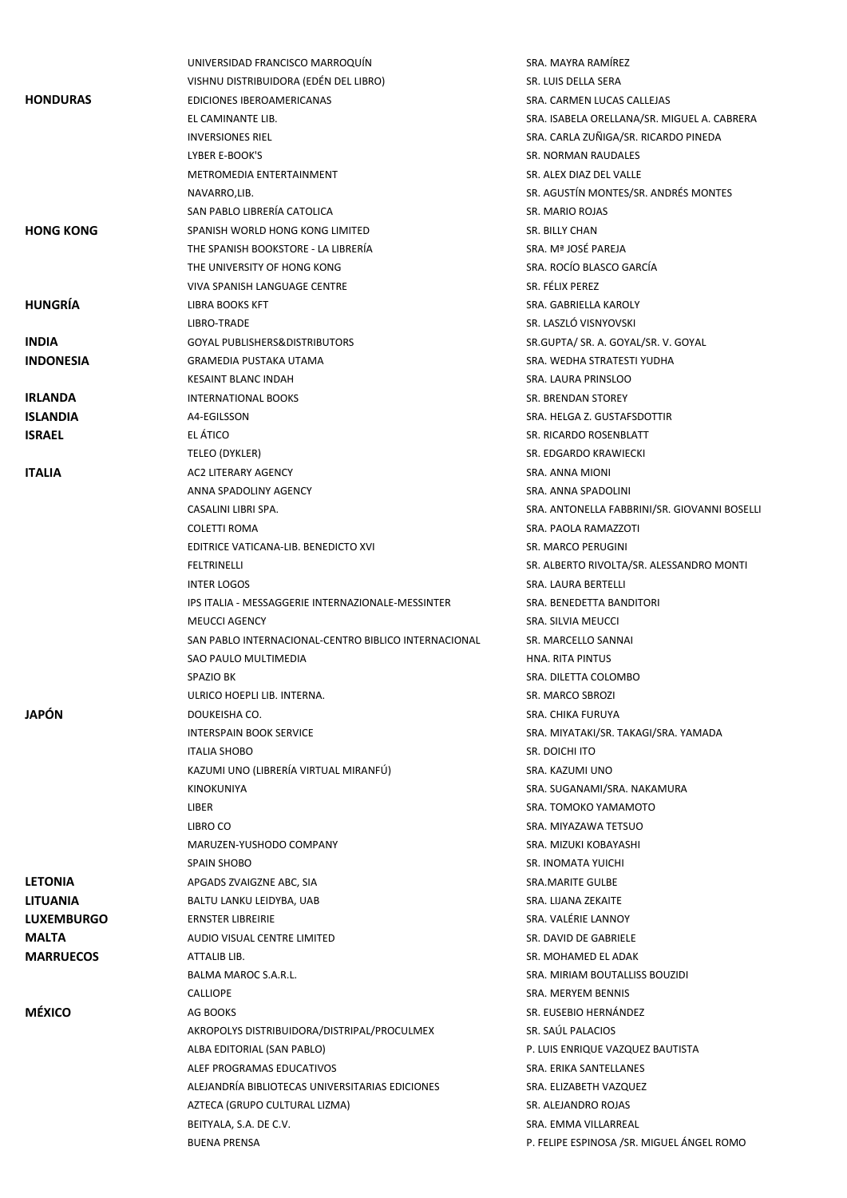| | | |
|---|---|---|
| | UNIVERSIDAD FRANCISCO MARROQUÍN | SRA. MAYRA RAMÍREZ |
| | VISHNU DISTRIBUIDORA (EDÉN DEL LIBRO) | SR. LUIS DELLA SERA |
| **HONDURAS** | EDICIONES IBEROAMERICANAS | SRA. CARMEN LUCAS CALLEJAS |
| | EL CAMINANTE LIB. | SRA. ISABELA ORELLANA/SR. MIGUEL A. CABRERA |
| | INVERSIONES RIEL | SRA. CARLA ZUÑIGA/SR. RICARDO PINEDA |
| | LYBER E-BOOK'S | SR. NORMAN RAUDALES |
| | METROMEDIA ENTERTAINMENT | SR. ALEX DIAZ DEL VALLE |
| | NAVARRO,LIB. | SR. AGUSTÍN MONTES/SR. ANDRÉS MONTES |
| | SAN PABLO LIBRERÍA CATOLICA | SR. MARIO ROJAS |
| **HONG KONG** | SPANISH WORLD HONG KONG LIMITED | SR. BILLY CHAN |
| | THE SPANISH BOOKSTORE - LA LIBRERÍA | SRA. Mª JOSÉ PAREJA |
| | THE UNIVERSITY OF HONG KONG | SRA. ROCÍO BLASCO GARCÍA |
| | VIVA SPANISH LANGUAGE CENTRE | SR. FÉLIX PEREZ |
| **HUNGRÍA** | LIBRA BOOKS KFT | SRA. GABRIELLA KAROLY |
| | LIBRO-TRADE | SR. LASZLÓ VISNYOVSKI |
| **INDIA** | GOYAL PUBLISHERS&DISTRIBUTORS | SR.GUPTA/ SR. A. GOYAL/SR. V. GOYAL |
| **INDONESIA** | GRAMEDIA PUSTAKA UTAMA | SRA. WEDHA STRATESTI YUDHA |
| | KESAINT BLANC INDAH | SRA. LAURA PRINSLOO |
| **IRLANDA** | INTERNATIONAL BOOKS | SR. BRENDAN STOREY |
| **ISLANDIA** | A4-EGILSSON | SRA. HELGA Z. GUSTAFSDOTTIR |
| **ISRAEL** | EL ÁTICO | SR. RICARDO ROSENBLATT |
| | TELEO (DYKLER) | SR. EDGARDO KRAWIECKI |
| **ITALIA** | AC2 LITERARY AGENCY | SRA. ANNA MIONI |
| | ANNA SPADOLINY AGENCY | SRA. ANNA SPADOLINI |
| | CASALINI LIBRI SPA. | SRA. ANTONELLA FABBRINI/SR. GIOVANNI BOSELLI |
| | COLETTI ROMA | SRA. PAOLA RAMAZZOTI |
| | EDITRICE VATICANA-LIB. BENEDICTO XVI | SR. MARCO PERUGINI |
| | FELTRINELLI | SR. ALBERTO RIVOLTA/SR. ALESSANDRO MONTI |
| | INTER LOGOS | SRA. LAURA BERTELLI |
| | IPS ITALIA - MESSAGGERIE INTERNAZIONALE-MESSINTER | SRA. BENEDETTA BANDITORI |
| | MEUCCI AGENCY | SRA. SILVIA MEUCCI |
| | SAN PABLO INTERNACIONAL-CENTRO BIBLICO INTERNACIONAL | SR. MARCELLO SANNAI |
| | SAO PAULO MULTIMEDIA | HNA. RITA PINTUS |
| | SPAZIO BK | SRA. DILETTA COLOMBO |
| | ULRICO HOEPLI LIB. INTERNA. | SR. MARCO SBROZI |
| **JAPÓN** | DOUKEISHA CO. | SRA. CHIKA FURUYA |
| | INTERSPAIN BOOK SERVICE | SRA. MIYATAKI/SR. TAKAGI/SRA. YAMADA |
| | ITALIA SHOBO | SR. DOICHI ITO |
| | KAZUMI UNO (LIBRERÍA VIRTUAL MIRANFÚ) | SRA. KAZUMI UNO |
| | KINOKUNIYA | SRA. SUGANAMI/SRA. NAKAMURA |
| | LIBER | SRA. TOMOKO YAMAMOTO |
| | LIBRO CO | SRA. MIYAZAWA TETSUO |
| | MARUZEN-YUSHODO COMPANY | SRA. MIZUKI KOBAYASHI |
| | SPAIN SHOBO | SR. INOMATA YUICHI |
| **LETONIA** | APGADS ZVAIGZNE ABC, SIA | SRA.MARITE GULBE |
| **LITUANIA** | BALTU LANKU LEIDYBA, UAB | SRA. LIJANA ZEKAITE |
| **LUXEMBURGO** | ERNSTER LIBREIRIE | SRA. VALÉRIE LANNOY |
| **MALTA** | AUDIO VISUAL CENTRE LIMITED | SR. DAVID DE GABRIELE |
| **MARRUECOS** | ATTALIB LIB. | SR. MOHAMED EL ADAK |
| | BALMA MAROC S.A.R.L. | SRA. MIRIAM BOUTALLISS BOUZIDI |
| | CALLIOPE | SRA. MERYEM BENNIS |
| **MÉXICO** | AG BOOKS | SR. EUSEBIO HERNÁNDEZ |
| | AKROPOLYS DISTRIBUIDORA/DISTRIPAL/PROCULMEX | SR. SAÚL PALACIOS |
| | ALBA EDITORIAL (SAN PABLO) | P. LUIS ENRIQUE VAZQUEZ BAUTISTA |
| | ALEF PROGRAMAS EDUCATIVOS | SRA. ERIKA SANTELLANES |
| | ALEJANDRÍA BIBLIOTECAS UNIVERSITARIAS EDICIONES | SRA. ELIZABETH VAZQUEZ |
| | AZTECA (GRUPO CULTURAL LIZMA) | SR. ALEJANDRO ROJAS |
| | BEITYALA, S.A. DE C.V. | SRA. EMMA VILLARREAL |
| | BUENA PRENSA | P. FELIPE ESPINOSA /SR. MIGUEL ÁNGEL ROMO |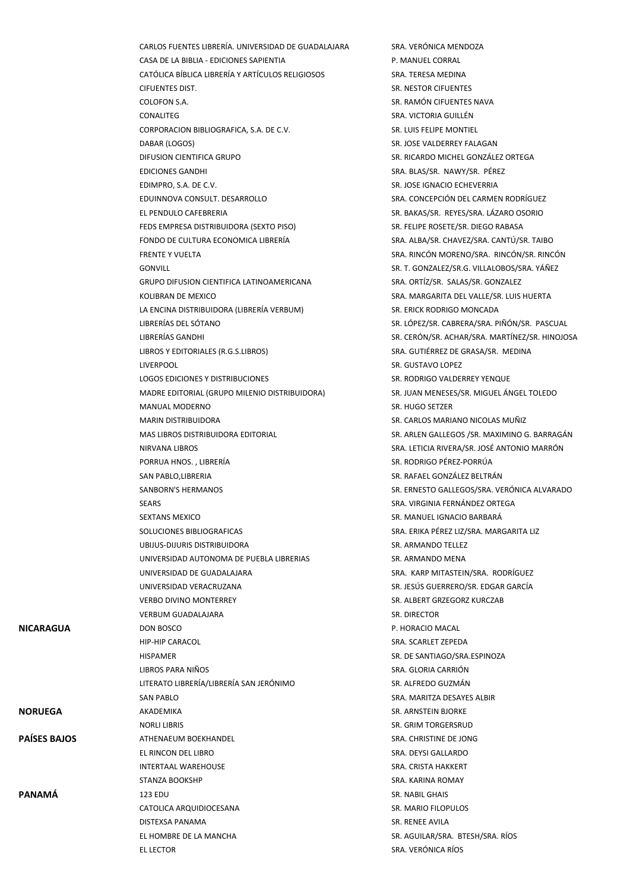| | | |
|---|---|---|
| | CARLOS FUENTES LIBRERÍA. UNIVERSIDAD DE GUADALAJARA | SRA. VERÓNICA MENDOZA |
| | CASA DE LA BIBLIA - EDICIONES SAPIENTIA | P. MANUEL CORRAL |
| | CATÓLICA BÍBLICA LIBRERÍA Y ARTÍCULOS RELIGIOSOS | SRA. TERESA MEDINA |
| | CIFUENTES DIST. | SR. NESTOR CIFUENTES |
| | COLOFON S.A. | SR. RAMÓN CIFUENTES NAVA |
| | CONALITEG | SRA. VICTORIA GUILLÉN |
| | CORPORACION BIBLIOGRAFICA, S.A. DE C.V. | SR. LUIS FELIPE MONTIEL |
| | DABAR (LOGOS) | SR. JOSE VALDERREY FALAGAN |
| | DIFUSION CIENTIFICA GRUPO | SR. RICARDO MICHEL GONZÁLEZ ORTEGA |
| | EDICIONES GANDHI | SRA. BLAS/SR. NAWY/SR. PÉREZ |
| | EDIMPRO, S.A. DE C.V. | SR. JOSE IGNACIO ECHEVERRIA |
| | EDUINNOVA CONSULT. DESARROLLO | SRA. CONCEPCIÓN DEL CARMEN RODRÍGUEZ |
| | EL PENDULO CAFEBRERIA | SR. BAKAS/SR. REYES/SRA. LÁZARO OSORIO |
| | FEDS EMPRESA DISTRIBUIDORA (SEXTO PISO) | SR. FELIPE ROSETE/SR. DIEGO RABASA |
| | FONDO DE CULTURA ECONOMICA LIBRERÍA | SRA. ALBA/SR. CHAVEZ/SRA. CANTÚ/SR. TAIBO |
| | FRENTE Y VUELTA | SRA. RINCÓN MORENO/SRA. RINCÓN/SR. RINCÓN |
| | GONVILL | SR. T. GONZALEZ/SR.G. VILLALOBOS/SRA. YÁÑEZ |
| | GRUPO DIFUSION CIENTIFICA LATINOAMERICANA | SRA. ORTÍZ/SR. SALAS/SR. GONZALEZ |
| | KOLIBRAN DE MEXICO | SRA. MARGARITA DEL VALLE/SR. LUIS HUERTA |
| | LA ENCINA DISTRIBUIDORA (LIBRERÍA VERBUM) | SR. ERICK RODRIGO MONCADA |
| | LIBRERÍAS DEL SÓTANO | SR. LÓPEZ/SR. CABRERA/SRA. PIÑÓN/SR. PASCUAL |
| | LIBRERÍAS GANDHI | SR. CERÓN/SR. ACHAR/SRA. MARTÍNEZ/SR. HINOJOSA |
| | LIBROS Y EDITORIALES (R.G.S.LIBROS) | SRA. GUTIÉRREZ DE GRASA/SR. MEDINA |
| | LIVERPOOL | SR. GUSTAVO LOPEZ |
| | LOGOS EDICIONES Y DISTRIBUCIONES | SR. RODRIGO VALDERREY YENQUE |
| | MADRE EDITORIAL (GRUPO MILENIO DISTRIBUIDORA) | SR. JUAN MENESES/SR. MIGUEL ÁNGEL TOLEDO |
| | MANUAL MODERNO | SR. HUGO SETZER |
| | MARIN DISTRIBUIDORA | SR. CARLOS MARIANO NICOLAS MUÑIZ |
| | MAS LIBROS DISTRIBUIDORA EDITORIAL | SR. ARLEN GALLEGOS /SR. MAXIMINO G. BARRAGÁN |
| | NIRVANA LIBROS | SRA. LETICIA RIVERA/SR. JOSÉ ANTONIO MARRÓN |
| | PORRUA HNOS. , LIBRERÍA | SR. RODRIGO PÉREZ-PORRÚA |
| | SAN PABLO,LIBRERIA | SR. RAFAEL GONZÁLEZ BELTRÁN |
| | SANBORN'S HERMANOS | SR. ERNESTO GALLEGOS/SRA. VERÓNICA ALVARADO |
| | SEARS | SRA. VIRGINIA FERNÁNDEZ ORTEGA |
| | SEXTANS MEXICO | SR. MANUEL IGNACIO BARBARÁ |
| | SOLUCIONES BIBLIOGRAFICAS | SRA. ERIKA PÉREZ LIZ/SRA. MARGARITA LIZ |
| | UBIJUS-DIJURIS DISTRIBUIDORA | SR. ARMANDO TELLEZ |
| | UNIVERSIDAD AUTONOMA DE PUEBLA LIBRERIAS | SR. ARMANDO MENA |
| | UNIVERSIDAD DE GUADALAJARA | SRA. KARP MITASTEIN/SRA. RODRÍGUEZ |
| | UNIVERSIDAD VERACRUZANA | SR. JESÚS GUERRERO/SR. EDGAR GARCÍA |
| | VERBO DIVINO MONTERREY | SR. ALBERT GRZEGORZ KURCZAB |
| | VERBUM GUADALAJARA | SR. DIRECTOR |
| **NICARAGUA** | DON BOSCO | P. HORACIO MACAL |
| | HIP-HIP CARACOL | SRA. SCARLET ZEPEDA |
| | HISPAMER | SR. DE SANTIAGO/SRA.ESPINOZA |
| | LIBROS PARA NIÑOS | SRA. GLORIA CARRIÓN |
| | LITERATO LIBRERÍA/LIBRERÍA SAN JERÓNIMO | SR. ALFREDO GUZMÁN |
| | SAN PABLO | SRA. MARITZA DESAYES ALBIR |
| **NORUEGA** | AKADEMIKA | SR. ARNSTEIN BJORKE |
| | NORLI LIBRIS | SR. GRIM TORGERSRUD |
| **PAÍSES BAJOS** | ATHENAEUM BOEKHANDEL | SRA. CHRISTINE DE JONG |
| | EL RINCON DEL LIBRO | SRA. DEYSI GALLARDO |
| | INTERTAAL WAREHOUSE | SRA. CRISTA HAKKERT |
| | STANZA BOOKSHP | SRA. KARINA ROMAY |
| **PANAMÁ** | 123 EDU | SR. NABIL GHAIS |
| | CATOLICA ARQUIDIOCESANA | SR. MARIO FILOPULOS |
| | DISTEXSA PANAMA | SR. RENEE AVILA |
| | EL HOMBRE DE LA MANCHA | SR. AGUILAR/SRA. BTESH/SRA. RÍOS |
| | EL LECTOR | SRA. VERÓNICA RÍOS |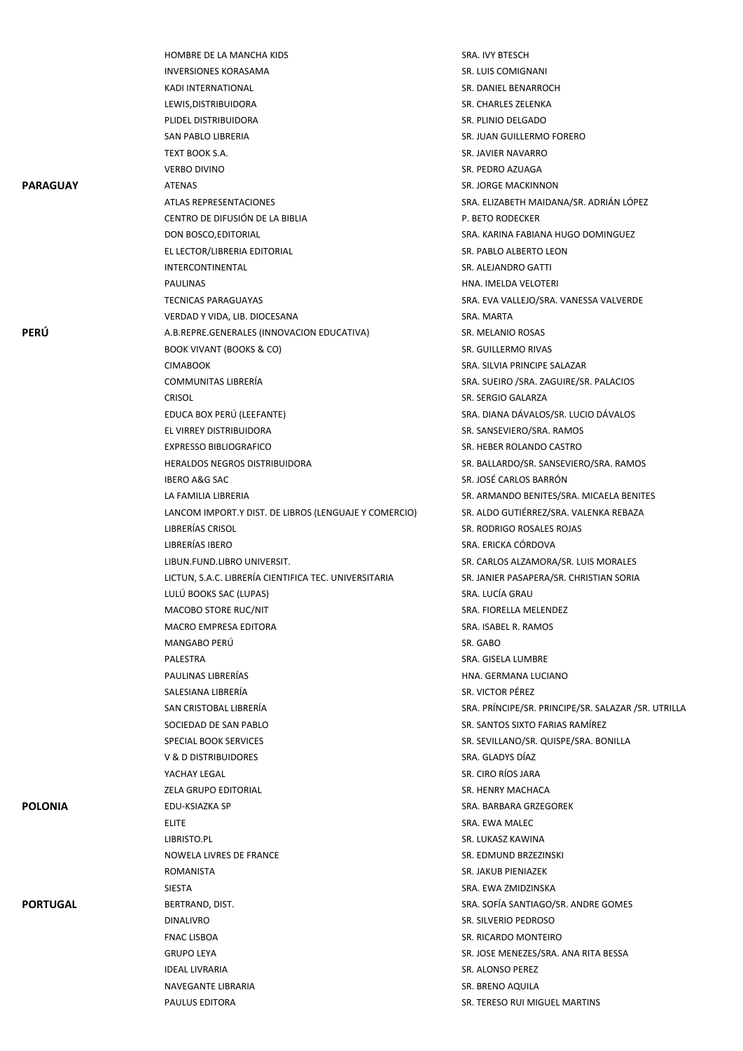| | | |
|---|---|---|
| | HOMBRE DE LA MANCHA KIDS | SRA. IVY BTESCH |
| | INVERSIONES KORASAMA | SR. LUIS COMIGNANI |
| | KADI INTERNATIONAL | SR. DANIEL BENARROCH |
| | LEWIS,DISTRIBUIDORA | SR. CHARLES ZELENKA |
| | PLIDEL DISTRIBUIDORA | SR. PLINIO DELGADO |
| | SAN PABLO LIBRERIA | SR. JUAN GUILLERMO FORERO |
| | TEXT BOOK S.A. | SR. JAVIER NAVARRO |
| | VERBO DIVINO | SR. PEDRO AZUAGA |
| **PARAGUAY** | ATENAS | SR. JORGE MACKINNON |
| | ATLAS REPRESENTACIONES | SRA. ELIZABETH MAIDANA/SR. ADRIÁN LÓPEZ |
| | CENTRO DE DIFUSIÓN DE LA BIBLIA | P. BETO RODECKER |
| | DON BOSCO,EDITORIAL | SRA. KARINA FABIANA HUGO DOMINGUEZ |
| | EL LECTOR/LIBRERIA EDITORIAL | SR. PABLO ALBERTO LEON |
| | INTERCONTINENTAL | SR. ALEJANDRO GATTI |
| | PAULINAS | HNA. IMELDA VELOTERI |
| | TECNICAS PARAGUAYAS | SRA. EVA VALLEJO/SRA. VANESSA VALVERDE |
| | VERDAD Y VIDA, LIB. DIOCESANA | SRA. MARTA |
| **PERÚ** | A.B.REPRE.GENERALES (INNOVACION EDUCATIVA) | SR. MELANIO ROSAS |
| | BOOK VIVANT (BOOKS & CO) | SR. GUILLERMO RIVAS |
| | CIMABOOK | SRA. SILVIA PRINCIPE SALAZAR |
| | COMMUNITAS LIBRERÍA | SRA. SUEIRO /SRA. ZAGUIRE/SR. PALACIOS |
| | CRISOL | SR. SERGIO GALARZA |
| | EDUCA BOX PERÚ (LEEFANTE) | SRA. DIANA DÁVALOS/SR. LUCIO DÁVALOS |
| | EL VIRREY DISTRIBUIDORA | SR. SANSEVIERO/SRA. RAMOS |
| | EXPRESSO BIBLIOGRAFICO | SR. HEBER ROLANDO CASTRO |
| | HERALDOS NEGROS DISTRIBUIDORA | SR. BALLARDO/SR. SANSEVIERO/SRA. RAMOS |
| | IBERO A&G SAC | SR. JOSÉ CARLOS BARRÓN |
| | LA FAMILIA LIBRERIA | SR. ARMANDO BENITES/SRA. MICAELA BENITES |
| | LANCOM IMPORT.Y DIST. DE LIBROS (LENGUAJE Y COMERCIO) | SR. ALDO GUTIÉRREZ/SRA. VALENKA REBAZA |
| | LIBRERÍAS CRISOL | SR. RODRIGO ROSALES ROJAS |
| | LIBRERÍAS IBERO | SRA. ERICKA CÓRDOVA |
| | LIBUN.FUND.LIBRO UNIVERSIT. | SR. CARLOS ALZAMORA/SR. LUIS MORALES |
| | LICTUN, S.A.C. LIBRERÍA CIENTIFICA TEC. UNIVERSITARIA | SR. JANIER PASAPERA/SR. CHRISTIAN SORIA |
| | LULÚ BOOKS SAC (LUPAS) | SRA. LUCÍA GRAU |
| | MACOBO STORE RUC/NIT | SRA. FIORELLA MELENDEZ |
| | MACRO EMPRESA EDITORA | SRA. ISABEL R. RAMOS |
| | MANGABO PERÚ | SR. GABO |
| | PALESTRA | SRA. GISELA LUMBRE |
| | PAULINAS LIBRERÍAS | HNA. GERMANA LUCIANO |
| | SALESIANA LIBRERÍA | SR. VICTOR PÉREZ |
| | SAN CRISTOBAL LIBRERÍA | SRA. PRÍNCIPE/SR. PRINCIPE/SR. SALAZAR /SR. UTRILLA |
| | SOCIEDAD DE SAN PABLO | SR. SANTOS SIXTO FARIAS RAMÍREZ |
| | SPECIAL BOOK SERVICES | SR. SEVILLANO/SR. QUISPE/SRA. BONILLA |
| | V & D DISTRIBUIDORES | SRA. GLADYS DÍAZ |
| | YACHAY LEGAL | SR. CIRO RÍOS JARA |
| | ZELA GRUPO EDITORIAL | SR. HENRY MACHACA |
| **POLONIA** | EDU-KSIAZKA SP | SRA. BARBARA GRZEGOREK |
| | ELITE | SRA. EWA MALEC |
| | LIBRISTO.PL | SR. LUKASZ KAWINA |
| | NOWELA LIVRES DE FRANCE | SR. EDMUND BRZEZINSKI |
| | ROMANISTA | SR. JAKUB PIENIAZEK |
| | SIESTA | SRA. EWA ZMIDZINSKA |
| **PORTUGAL** | BERTRAND, DIST. | SRA. SOFÍA SANTIAGO/SR. ANDRE GOMES |
| | DINALIVRO | SR. SILVERIO PEDROSO |
| | FNAC LISBOA | SR. RICARDO MONTEIRO |
| | GRUPO LEYA | SR. JOSE MENEZES/SRA. ANA RITA BESSA |
| | IDEAL LIVRARIA | SR. ALONSO PEREZ |
| | NAVEGANTE LIBRARIA | SR. BRENO AQUILA |
| | PAULUS EDITORA | SR. TERESO RUI MIGUEL MARTINS |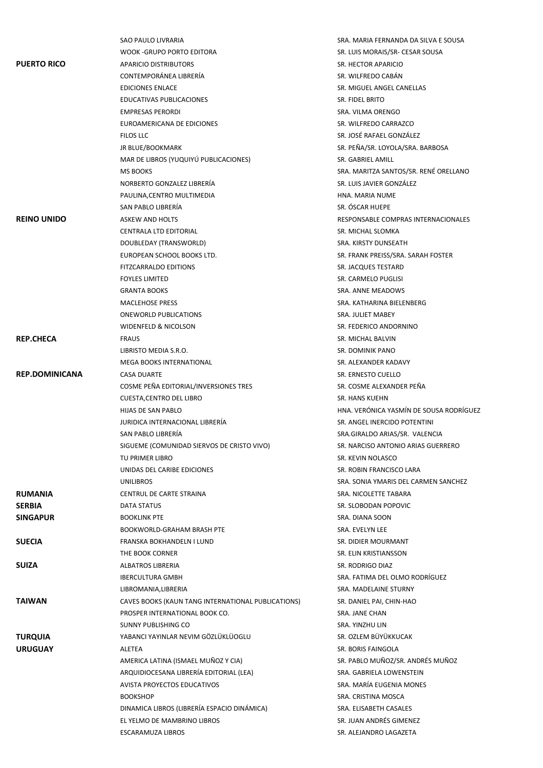| | | |
|---|---|---|
| | SAO PAULO LIVRARIA | SRA. MARIA FERNANDA DA SILVA E SOUSA |
| | WOOK -GRUPO PORTO EDITORA | SR. LUIS MORAIS/SR- CESAR SOUSA |
| **PUERTO RICO** | APARICIO DISTRIBUTORS | SR. HECTOR APARICIO |
| | CONTEMPORÁNEA LIBRERÍA | SR. WILFREDO CABÁN |
| | EDICIONES ENLACE | SR. MIGUEL ANGEL CANELLAS |
| | EDUCATIVAS PUBLICACIONES | SR. FIDEL BRITO |
| | EMPRESAS PERORDI | SRA. VILMA ORENGO |
| | EUROAMERICANA DE EDICIONES | SR. WILFREDO CARRAZCO |
| | FILOS LLC | SR. JOSÉ RAFAEL GONZÁLEZ |
| | JR BLUE/BOOKMARK | SR. PEÑA/SR. LOYOLA/SRA. BARBOSA |
| | MAR DE LIBROS (YUQUIYÚ PUBLICACIONES) | SR. GABRIEL AMILL |
| | MS BOOKS | SRA. MARITZA SANTOS/SR. RENÉ ORELLANO |
| | NORBERTO GONZALEZ LIBRERÍA | SR. LUIS JAVIER GONZÁLEZ |
| | PAULINA,CENTRO MULTIMEDIA | HNA. MARIA NUME |
| | SAN PABLO LIBRERÍA | SR. ÓSCAR HUEPE |
| **REINO UNIDO** | ASKEW AND HOLTS | RESPONSABLE COMPRAS INTERNACIONALES |
| | CENTRALA LTD EDITORIAL | SR. MICHAL SLOMKA |
| | DOUBLEDAY (TRANSWORLD) | SRA. KIRSTY DUNSEATH |
| | EUROPEAN SCHOOL BOOKS LTD. | SR. FRANK PREISS/SRA. SARAH FOSTER |
| | FITZCARRALDO EDITIONS | SR. JACQUES TESTARD |
| | FOYLES LIMITED | SR. CARMELO PUGLISI |
| | GRANTA BOOKS | SRA. ANNE MEADOWS |
| | MACLEHOSE PRESS | SRA. KATHARINA BIELENBERG |
| | ONEWORLD PUBLICATIONS | SRA. JULIET MABEY |
| | WIDENFELD & NICOLSON | SR. FEDERICO ANDORNINO |
| **REP.CHECA** | FRAUS | SR. MICHAL BALVIN |
| | LIBRISTO MEDIA S.R.O. | SR. DOMINIK PANO |
| | MEGA BOOKS INTERNATIONAL | SR. ALEXANDER KADAVY |
| **REP.DOMINICANA** | CASA DUARTE | SR. ERNESTO CUELLO |
| | COSME PEÑA EDITORIAL/INVERSIONES TRES | SR. COSME ALEXANDER PEÑA |
| | CUESTA,CENTRO DEL LIBRO | SR. HANS KUEHN |
| | HIJAS DE SAN PABLO | HNA. VERÓNICA YASMÍN DE SOUSA RODRÍGUEZ |
| | JURIDICA INTERNACIONAL LIBRERÍA | SR. ANGEL INERCIDO POTENTINI |
| | SAN PABLO LIBRERÍA | SRA.GIRALDO ARIAS/SR. VALENCIA |
| | SIGUEME (COMUNIDAD SIERVOS DE CRISTO VIVO) | SR. NARCISO ANTONIO ARIAS GUERRERO |
| | TU PRIMER LIBRO | SR. KEVIN NOLASCO |
| | UNIDAS DEL CARIBE EDICIONES | SR. ROBIN FRANCISCO LARA |
| | UNILIBROS | SRA. SONIA YMARIS DEL CARMEN SANCHEZ |
| **RUMANIA** | CENTRUL DE CARTE STRAINA | SRA. NICOLETTE TABARA |
| **SERBIA** | DATA STATUS | SR. SLOBODAN POPOVIC |
| **SINGAPUR** | BOOKLINK PTE | SRA. DIANA SOON |
| | BOOKWORLD-GRAHAM BRASH PTE | SRA. EVELYN LEE |
| **SUECIA** | FRANSKA BOKHANDELN I LUND | SR. DIDIER MOURMANT |
| | THE BOOK CORNER | SR. ELIN KRISTIANSSON |
| **SUIZA** | ALBATROS LIBRERIA | SR. RODRIGO DIAZ |
| | IBERCULTURA GMBH | SRA. FATIMA DEL OLMO RODRÍGUEZ |
| | LIBROMANIA,LIBRERIA | SRA. MADELAINE STURNY |
| **TAIWAN** | CAVES BOOKS (KAUN TANG INTERNATIONAL PUBLICATIONS) | SR. DANIEL PAI, CHIN-HAO |
| | PROSPER INTERNATIONAL BOOK CO. | SRA. JANE CHAN |
| | SUNNY PUBLISHING CO | SRA. YINZHU LIN |
| **TURQUIA** | YABANCI YAYINLAR NEVIM GÖZLÜKLÜOGLU | SR. OZLEM BÜYÜKKUCAK |
| **URUGUAY** | ALETEA | SR. BORIS FAINGOLA |
| | AMERICA LATINA (ISMAEL MUÑOZ Y CIA) | SR. PABLO MUÑOZ/SR. ANDRÉS MUÑOZ |
| | ARQUIDIOCESANA LIBRERÍA EDITORIAL (LEA) | SRA. GABRIELA LOWENSTEIN |
| | AVISTA PROYECTOS EDUCATIVOS | SRA. MARÍA EUGENIA MONES |
| | BOOKSHOP | SRA. CRISTINA MOSCA |
| | DINAMICA LIBROS (LIBRERÍA ESPACIO DINÁMICA) | SRA. ELISABETH CASALES |
| | EL YELMO DE MAMBRINO LIBROS | SR. JUAN ANDRÉS GIMENEZ |
| | ESCARAMUZA LIBROS | SR. ALEJANDRO LAGAZETA |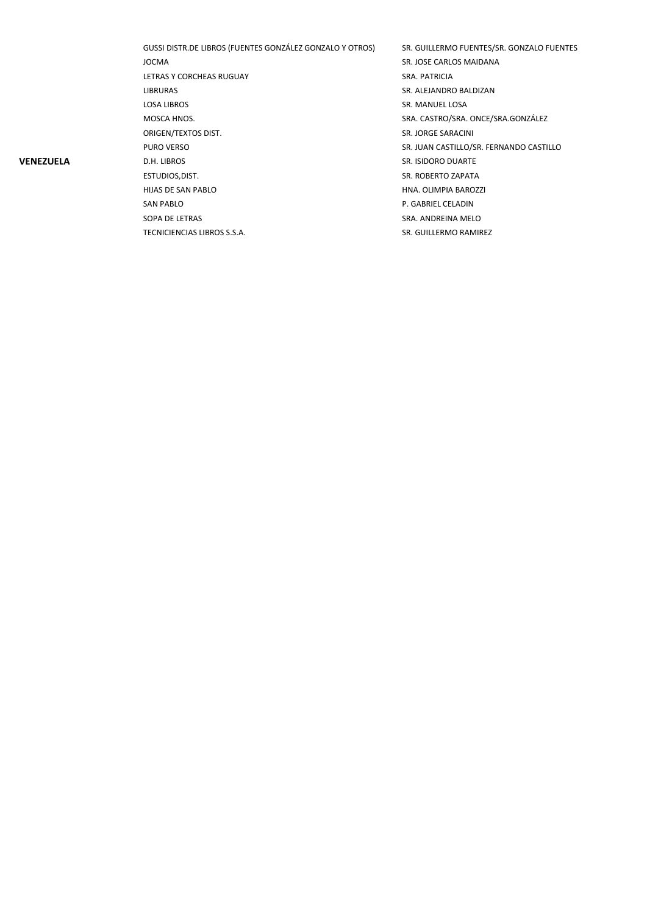| | | |
|---|---|---|
| | GUSSI DISTR.DE LIBROS (FUENTES GONZÁLEZ GONZALO Y OTROS) | SR. GUILLERMO FUENTES/SR. GONZALO FUENTES |
| | JOCMA | SR. JOSE CARLOS MAIDANA |
| | LETRAS Y CORCHEAS RUGUAY | SRA. PATRICIA |
| | LIBRURAS | SR. ALEJANDRO BALDIZAN |
| | LOSA LIBROS | SR. MANUEL LOSA |
| | MOSCA HNOS. | SRA. CASTRO/SRA. ONCE/SRA.GONZÁLEZ |
| | ORIGEN/TEXTOS DIST. | SR. JORGE SARACINI |
| | PURO VERSO | SR. JUAN CASTILLO/SR. FERNANDO CASTILLO |
| **VENEZUELA** | D.H. LIBROS | SR. ISIDORO DUARTE |
| | ESTUDIOS,DIST. | SR. ROBERTO ZAPATA |
| | HIJAS DE SAN PABLO | HNA. OLIMPIA BAROZZI |
| | SAN PABLO | P. GABRIEL CELADIN |
| | SOPA DE LETRAS | SRA. ANDREINA MELO |
| | TECNICIENCIAS LIBROS S.S.A. | SR. GUILLERMO RAMIREZ |